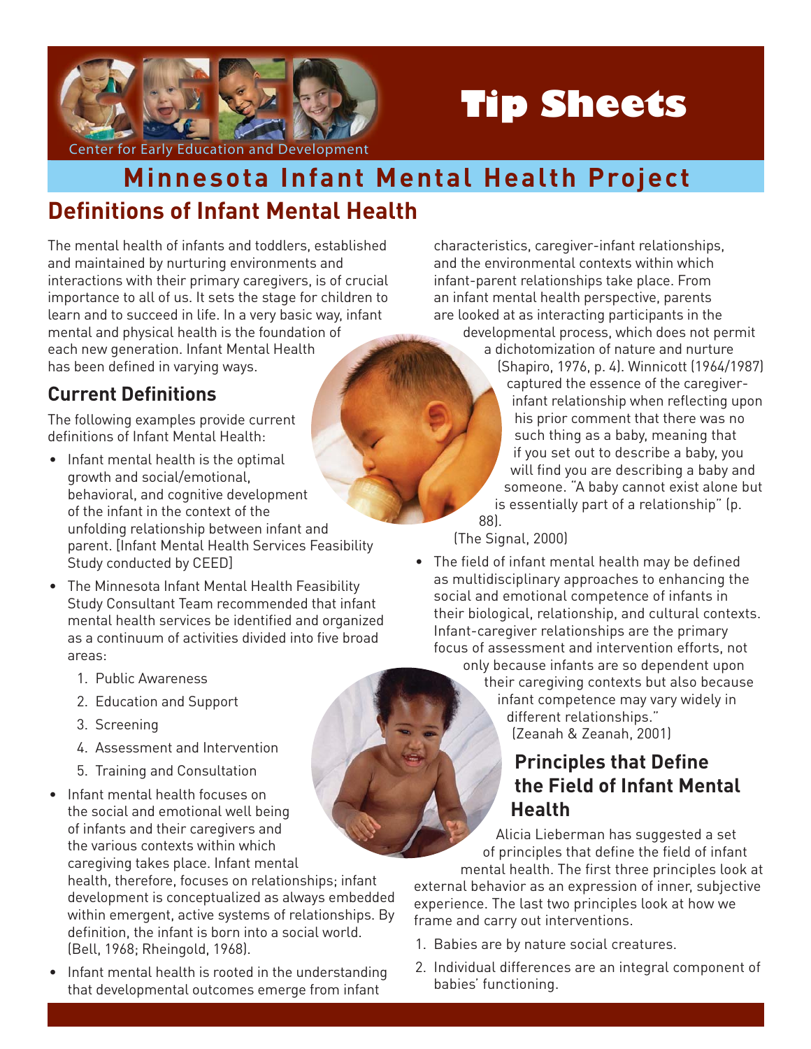Center for Early Education and Development

# Tip Sheets

## Minnesota Infant Mental Health Project

## Definitions of Infant Mental Health

The mental health of infants and toddlers, established and maintained by nurturing environments and interactions with their primary caregivers, is of crucial importance to all of us. It sets the stage for children to learn and to succeed in life. In a very basic way, infant mental and physical health is the foundation of each new generation. Infant Mental Health has been defined in varying ways.

### Current Definitions

The following examples provide current definitions of Infant Mental Health:

- Infant mental health is the optimal growth and social/emotional, behavioral, and cognitive development of the infant in the context of the unfolding relationship between infant and parent. [Infant Mental Health Services Feasibility Study conducted by CEED]
- The Minnesota Infant Mental Health Feasibility Study Consultant Team recommended that infant mental health services be identified and organized as a continuum of activities divided into five broad areas:
  1. Public Awareness
  2. Education and Support
  3. Screening
  4. Assessment and Intervention
  5. Training and Consultation
- Infant mental health focuses on the social and emotional well being of infants and their caregivers and the various contexts within which caregiving takes place. Infant mental health, therefore, focuses on relationships; infant development is conceptualized as always embedded within emergent, active systems of relationships. By definition, the infant is born into a social world. (Bell, 1968; Rheingold, 1968).
- Infant mental health is rooted in the understanding that developmental outcomes emerge from infant characteristics, caregiver-infant relationships, and the environmental contexts within which infant-parent relationships take place. From an infant mental health perspective, parents are looked at as interacting participants in the developmental process, which does not permit a dichotomization of nature and nurture (Shapiro, 1976, p. 4). Winnicott (1964/1987) captured the essence of the caregiver-infant relationship when reflecting upon his prior comment that there was no such thing as a baby, meaning that if you set out to describe a baby, you will find you are describing a baby and someone. "A baby cannot exist alone but is essentially part of a relationship" (p. 88).
  (The Signal, 2000)
- The field of infant mental health may be defined as multidisciplinary approaches to enhancing the social and emotional competence of infants in their biological, relationship, and cultural contexts. Infant-caregiver relationships are the primary focus of assessment and intervention efforts, not only because infants are so dependent upon their caregiving contexts but also because infant competence may vary widely in different relationships."
  (Zeanah & Zeanah, 2001)

### Principles that Define the Field of Infant Mental Health

Alicia Lieberman has suggested a set of principles that define the field of infant mental health. The first three principles look at external behavior as an expression of inner, subjective experience. The last two principles look at how we frame and carry out interventions.

1. Babies are by nature social creatures.
2. Individual differences are an integral component of babies' functioning.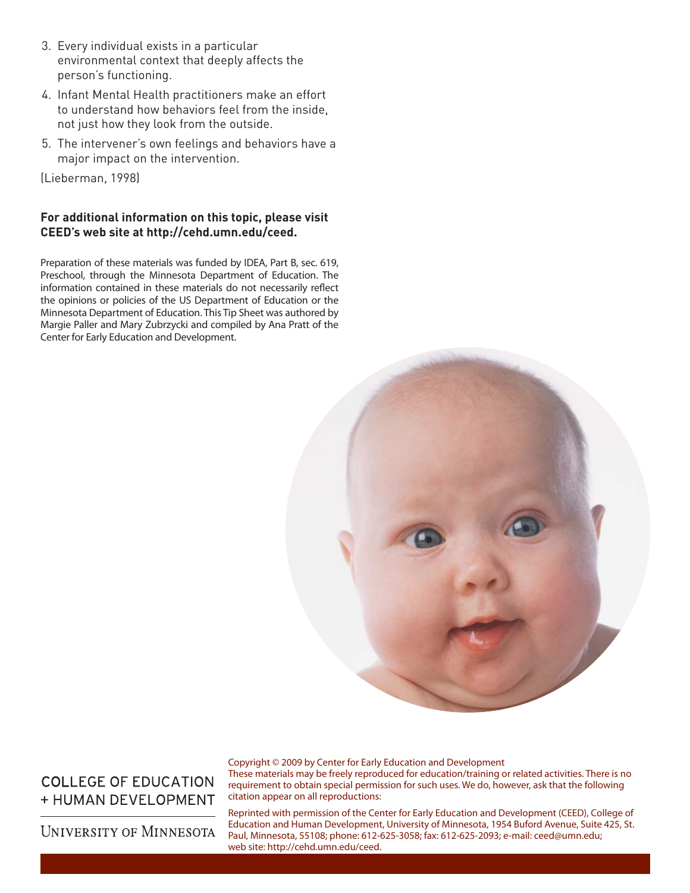3. Every individual exists in a particular environmental context that deeply affects the person's functioning.
4. Infant Mental Health practitioners make an effort to understand how behaviors feel from the inside, not just how they look from the outside.
5. The intervener's own feelings and behaviors have a major impact on the intervention.

(Lieberman, 1998)

**For additional information on this topic, please visit CEED's web site at http://cehd.umn.edu/ceed.**

Preparation of these materials was funded by IDEA, Part B, sec. 619, Preschool, through the Minnesota Department of Education. The information contained in these materials do not necessarily reflect the opinions or policies of the US Department of Education or the Minnesota Department of Education. This Tip Sheet was authored by Margie Paller and Mary Zubrzycki and compiled by Ana Pratt of the Center for Early Education and Development.

COLLEGE OF EDUCATION + HUMAN DEVELOPMENT

UNIVERSITY OF MINNESOTA

Copyright © 2009 by Center for Early Education and Development

These materials may be freely reproduced for education/training or related activities. There is no requirement to obtain special permission for such uses. We do, however, ask that the following citation appear on all reproductions:

Reprinted with permission of the Center for Early Education and Development (CEED), College of Education and Human Development, University of Minnesota, 1954 Buford Avenue, Suite 425, St. Paul, Minnesota, 55108; phone: 612-625-3058; fax: 612-625-2093; e-mail: ceed@umn.edu; web site: http://cehd.umn.edu/ceed.